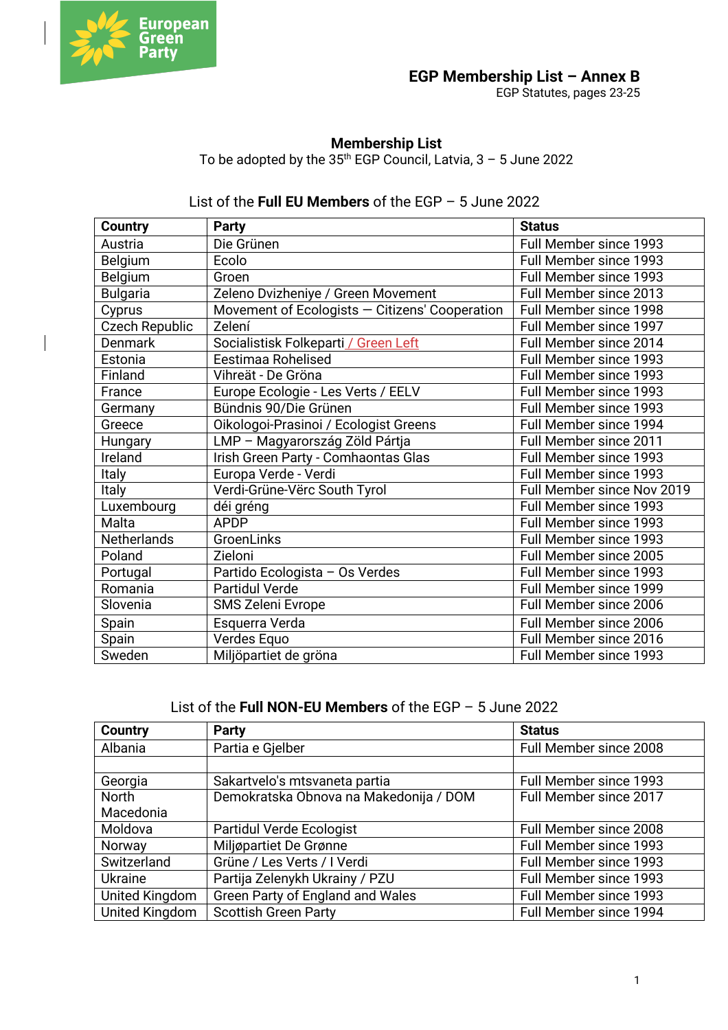# EGP Membership List – Annex B

EGP Statutes, pages 23-25

## Membership List

To be adopted by the 35th EGP Council, Latvia, 3 – 5 June 2022

List of the **Full EU Members** of the EGP – 5 June 2022

| Country | Party | Status |
|---|---|---|
| Austria | Die Grünen | Full Member since 1993 |
| Belgium | Ecolo | Full Member since 1993 |
| Belgium | Groen | Full Member since 1993 |
| Bulgaria | Zeleno Dvizheniye / Green Movement | Full Member since 2013 |
| Cyprus | Movement of Ecologists — Citizens' Cooperation | Full Member since 1998 |
| Czech Republic | Zelení | Full Member since 1997 |
| Denmark | Socialistisk Folkeparti / Green Left | Full Member since 2014 |
| Estonia | Eestimaa Rohelised | Full Member since 1993 |
| Finland | Vihreät - De Gröna | Full Member since 1993 |
| France | Europe Ecologie - Les Verts / EELV | Full Member since 1993 |
| Germany | Bündnis 90/Die Grünen | Full Member since 1993 |
| Greece | Oikologoi-Prasinoi / Ecologist Greens | Full Member since 1994 |
| Hungary | LMP – Magyarország Zöld Pártja | Full Member since 2011 |
| Ireland | Irish Green Party - Comhaontas Glas | Full Member since 1993 |
| Italy | Europa Verde - Verdi | Full Member since 1993 |
| Italy | Verdi-Grüne-Vërc South Tyrol | Full Member since Nov 2019 |
| Luxembourg | déi gréng | Full Member since 1993 |
| Malta | APDP | Full Member since 1993 |
| Netherlands | GroenLinks | Full Member since 1993 |
| Poland | Zieloni | Full Member since 2005 |
| Portugal | Partido Ecologista – Os Verdes | Full Member since 1993 |
| Romania | Partidul Verde | Full Member since 1999 |
| Slovenia | SMS Zeleni Evrope | Full Member since 2006 |
| Spain | Esquerra Verda | Full Member since 2006 |
| Spain | Verdes Equo | Full Member since 2016 |
| Sweden | Miljöpartiet de gröna | Full Member since 1993 |

List of the **Full NON-EU Members** of the EGP – 5 June 2022

| Country | Party | Status |
|---|---|---|
| Albania | Partia e Gjelber | Full Member since 2008 |
| | | |
| Georgia | Sakartvelo's mtsvaneta partia | Full Member since 1993 |
| North Macedonia | Demokratska Obnova na Makedonija / DOM | Full Member since 2017 |
| Moldova | Partidul Verde Ecologist | Full Member since 2008 |
| Norway | Miljøpartiet De Grønne | Full Member since 1993 |
| Switzerland | Grüne / Les Verts / I Verdi | Full Member since 1993 |
| Ukraine | Partija Zelenykh Ukrainy / PZU | Full Member since 1993 |
| United Kingdom | Green Party of England and Wales | Full Member since 1993 |
| United Kingdom | Scottish Green Party | Full Member since 1994 |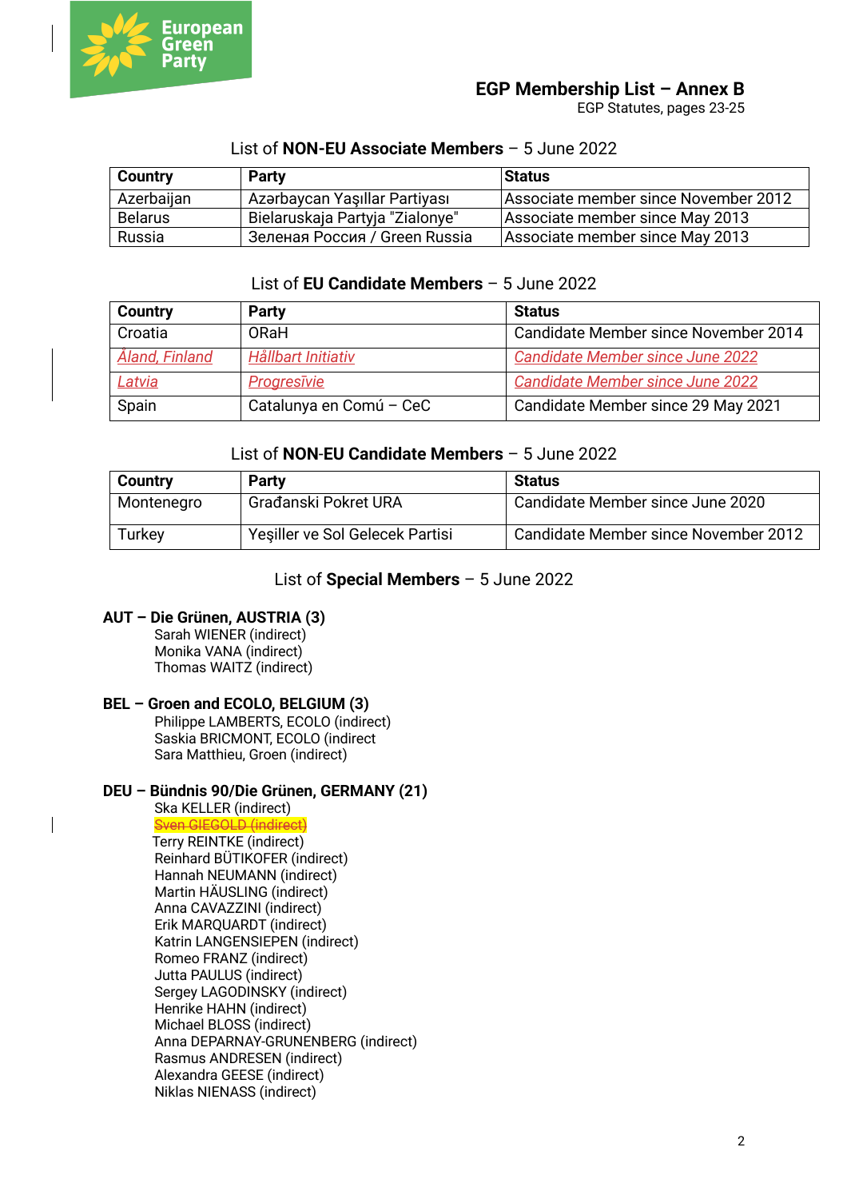European Green Party

# EGP Membership List – Annex B

EGP Statutes, pages 23-25

List of **NON-EU Associate Members** – 5 June 2022

| Country | Party | Status |
|---|---|---|
| Azerbaijan | Azərbaycan Yaşıllar Partiyası | Associate member since November 2012 |
| Belarus | Bielaruskaja Partyja "Zialonye" | Associate member since May 2013 |
| Russia | Зеленая Россия / Green Russia | Associate member since May 2013 |

List of **EU Candidate Members** – 5 June 2022

| Country | Party | Status |
|---|---|---|
| Croatia | ORaH | Candidate Member since November 2014 |
| Åland, Finland | Hållbart Initiativ | Candidate Member since June 2022 |
| Latvia | Progresīvie | Candidate Member since June 2022 |
| Spain | Catalunya en Comú – CeC | Candidate Member since 29 May 2021 |

List of **NON-EU Candidate Members** – 5 June 2022

| Country | Party | Status |
|---|---|---|
| Montenegro | Građanski Pokret URA | Candidate Member since June 2020 |
| Turkey | Yeşiller ve Sol Gelecek Partisi | Candidate Member since November 2012 |

List of **Special Members** – 5 June 2022

**AUT – Die Grünen, AUSTRIA (3)**

Sarah WIENER (indirect)
Monika VANA (indirect)
Thomas WAITZ (indirect)

**BEL – Groen and ECOLO, BELGIUM (3)**

Philippe LAMBERTS, ECOLO (indirect)
Saskia BRICMONT, ECOLO (indirect
Sara Matthieu, Groen (indirect)

**DEU – Bündnis 90/Die Grünen, GERMANY (21)**

Ska KELLER (indirect)
~~Sven GIEGOLD (indirect)~~
Terry REINTKE (indirect)
Reinhard BÜTIKOFER (indirect)
Hannah NEUMANN (indirect)
Martin HÄUSLING (indirect)
Anna CAVAZZINI (indirect)
Erik MARQUARDT (indirect)
Katrin LANGENSIEPEN (indirect)
Romeo FRANZ (indirect)
Jutta PAULUS (indirect)
Sergey LAGODINSKY (indirect)
Henrike HAHN (indirect)
Michael BLOSS (indirect)
Anna DEPARNAY-GRUNENBERG (indirect)
Rasmus ANDRESEN (indirect)
Alexandra GEESE (indirect)
Niklas NIENASS (indirect)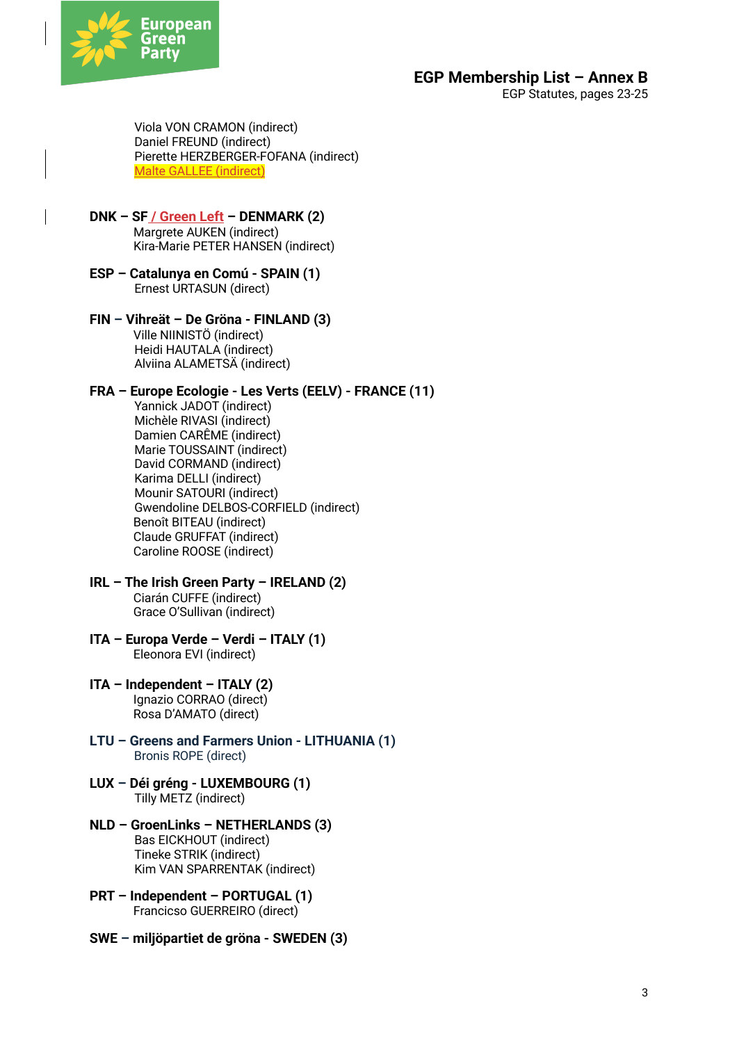Viola VON CRAMON (indirect)
Daniel FREUND (indirect)
Pierette HERZBERGER-FOFANA (indirect)
Malte GALLEE (indirect)

**DNK – SF / Green Left – DENMARK (2)**
Margrete AUKEN (indirect)
Kira-Marie PETER HANSEN (indirect)

**ESP – Catalunya en Comú - SPAIN (1)**
Ernest URTASUN (direct)

**FIN – Vihreät – De Gröna - FINLAND (3)**
Ville NIINISTÖ (indirect)
Heidi HAUTALA (indirect)
Alviina ALAMETSÄ (indirect)

**FRA – Europe Ecologie - Les Verts (EELV) - FRANCE (11)**
Yannick JADOT (indirect)
Michèle RIVASI (indirect)
Damien CARÊME (indirect)
Marie TOUSSAINT (indirect)
David CORMAND (indirect)
Karima DELLI (indirect)
Mounir SATOURI (indirect)
Gwendoline DELBOS-CORFIELD (indirect)
Benoît BITEAU (indirect)
Claude GRUFFAT (indirect)
Caroline ROOSE (indirect)

**IRL – The Irish Green Party – IRELAND (2)**
Ciarán CUFFE (indirect)
Grace O'Sullivan (indirect)

**ITA – Europa Verde – Verdi – ITALY (1)**
Eleonora EVI (indirect)

**ITA – Independent – ITALY (2)**
Ignazio CORRAO (direct)
Rosa D'AMATO (direct)

**LTU – Greens and Farmers Union - LITHUANIA (1)**
Bronis ROPE (direct)

**LUX – Déi gréng - LUXEMBOURG (1)**
Tilly METZ (indirect)

**NLD – GroenLinks – NETHERLANDS (3)**
Bas EICKHOUT (indirect)
Tineke STRIK (indirect)
Kim VAN SPARRENTAK (indirect)

**PRT – Independent – PORTUGAL (1)**
Francicso GUERREIRO (direct)

**SWE – miljöpartiet de gröna - SWEDEN (3)**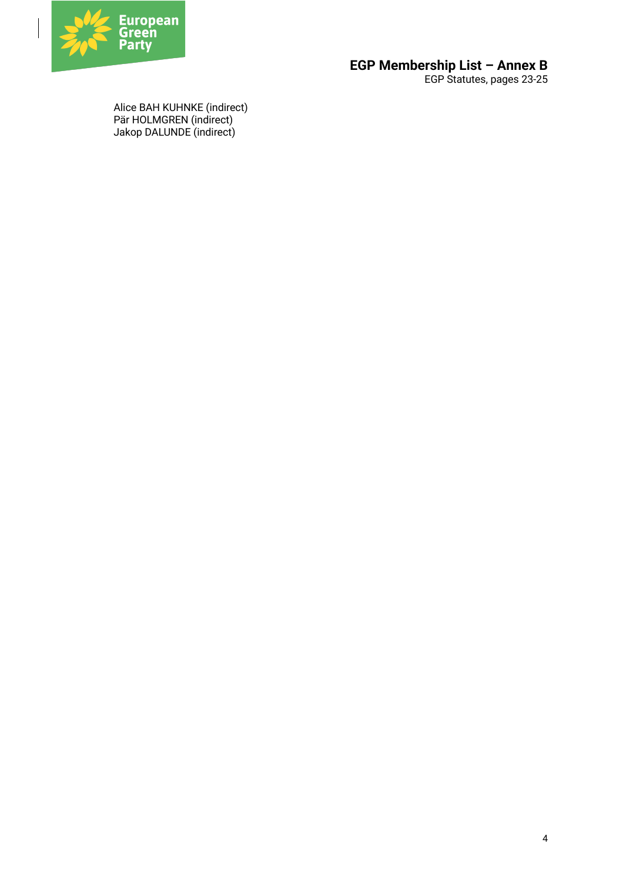Alice BAH KUHNKE (indirect)
Pär HOLMGREN (indirect)
Jakop DALUNDE (indirect)